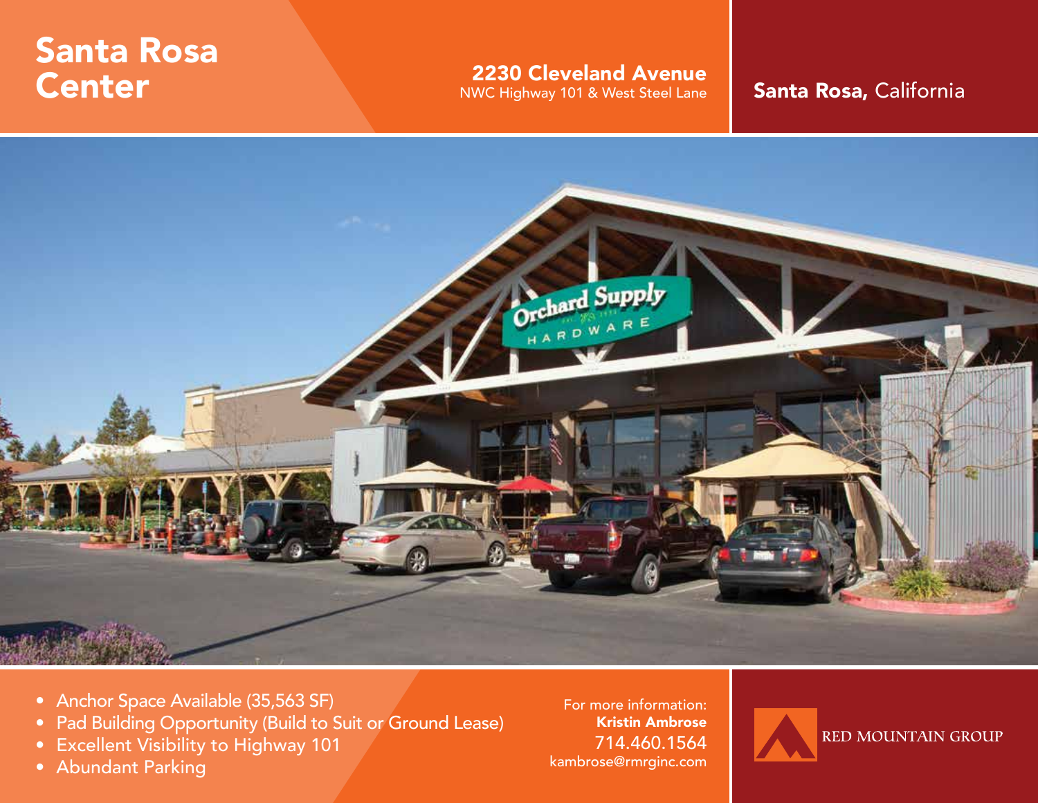# Santa Rosa Center

## 2230 Cleveland Avenue

NWC Highway 101 & West Steel Lane

**Santa Rosa,** California

- Anchor Space Available (35,563 SF)
- Pad Building Opportunity (Build to Suit or Ground Lease)
- Excellent Visibility to Highway 101
- Abundant Parking

For more information:
**Kristin Ambrose**
714.460.1564
kambrose@rmrginc.com

RED MOUNTAIN GROUP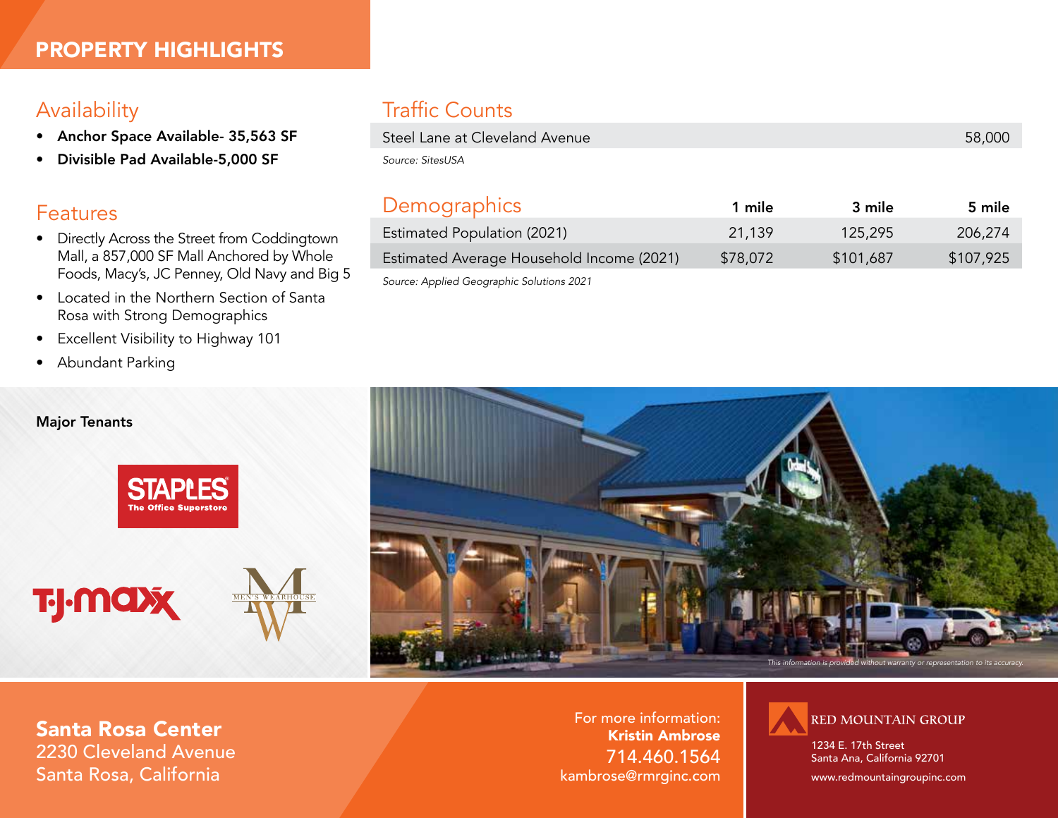# PROPERTY HIGHLIGHTS

## Availability

- **Anchor Space Available- 35,563 SF**
- **Divisible Pad Available-5,000 SF**

## Features

- Directly Across the Street from Coddingtown Mall, a 857,000 SF Mall Anchored by Whole Foods, Macy's, JC Penney, Old Navy and Big 5
- Located in the Northern Section of Santa Rosa with Strong Demographics
- Excellent Visibility to Highway 101
- Abundant Parking

## Traffic Counts

| | |
|---|---|
| Steel Lane at Cleveland Avenue | 58,000 |

*Source: SitesUSA*

## Demographics

| | 1 mile | 3 mile | 5 mile |
|---|---|---|---|
| Estimated Population (2021) | 21,139 | 125,295 | 206,274 |
| Estimated Average Household Income (2021) | $78,072 | $101,687 | $107,925 |

*Source: Applied Geographic Solutions 2021*

**Major Tenants**

STAPLES The Office Superstore

T.J.maxx

MEN'S WEARHOUSE

*This information is provided without warranty or representation to its accuracy.*

**Santa Rosa Center**
2230 Cleveland Avenue
Santa Rosa, California

For more information:
**Kristin Ambrose**
714.460.1564
kambrose@rmrginc.com

RED MOUNTAIN GROUP
1234 E. 17th Street
Santa Ana, California 92701
www.redmountaingroupinc.com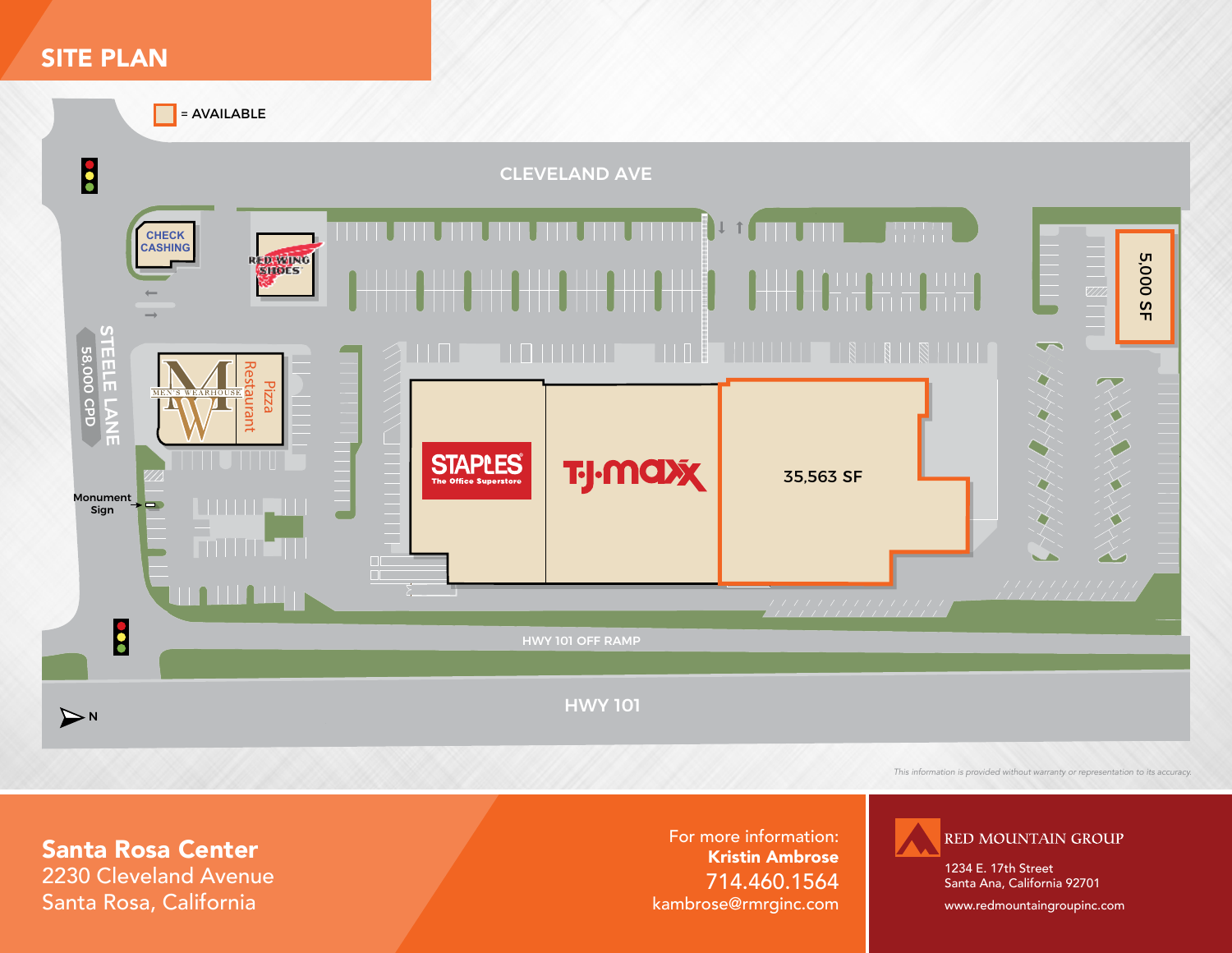# SITE PLAN

= AVAILABLE

CLEVELAND AVE

CHECK CASHING

RED WING SHOES

STEELE LANE

58,000 CPD

MEN'S WEARHOUSE

Pizza Restaurant

Monument Sign

STAPLES The Office Superstore

TJ·maxx

35,563 SF

5,000 SF

HWY 101 OFF RAMP

HWY 101

N

*This information is provided without warranty or representation to its accuracy.*

**Santa Rosa Center**
2230 Cleveland Avenue
Santa Rosa, California

For more information:
**Kristin Ambrose**
714.460.1564
kambrose@rmrginc.com

RED MOUNTAIN GROUP
1234 E. 17th Street
Santa Ana, California 92701
www.redmountaingroupinc.com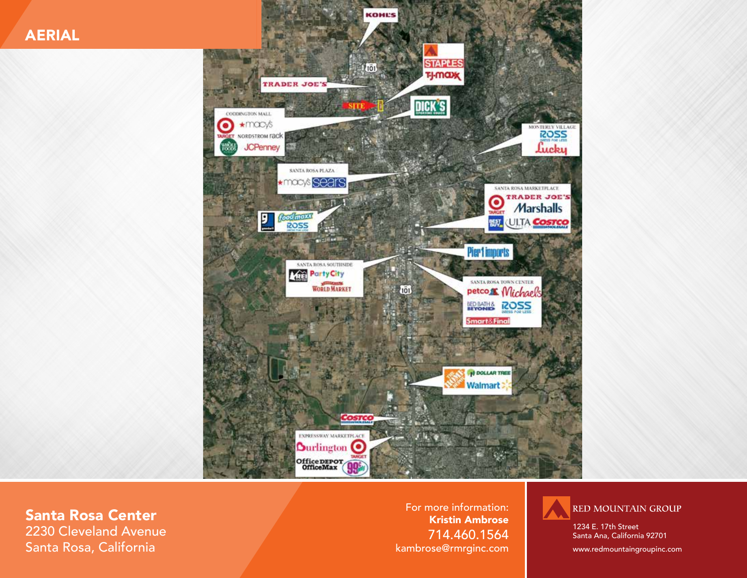## AERIAL

KOHL'S

STAPLES

TJ-maxx

TRADER JOE'S

SITE

DICK'S SPORTING GOODS

CODDINGTON MALL

TARGET macy's NORDSTROM rack WHOLE FOODS JCPenney

MONTEREY VILLAGE

ROSS DRESS FOR LESS Lucky

SANTA ROSA PLAZA

macy's sears

SANTA ROSA MARKETPLACE

TARGET TRADER JOE'S Marshalls BEST BUY ULTA COSTCO WHOLESALE

goodwill food maxx ROSS DRESS FOR LESS

Pier 1 imports

SANTA ROSA SOUTHSIDE

REI Party City WORLD MARKET

101

SANTA ROSA TOWN CENTER

petco Michaels BED BATH & BEYOND ROSS DRESS FOR LESS Smart&Final

THE HOME DEPOT DOLLAR TREE Walmart

COSTCO WHOLESALE

EXPRESSWAY MARKETPLACE

Burlington TARGET Office DEPOT OfficeMax 99¢ only

**Santa Rosa Center**
2230 Cleveland Avenue
Santa Rosa, California

For more information:
**Kristin Ambrose**
714.460.1564
kambrose@rmrginc.com

RED MOUNTAIN GROUP
1234 E. 17th Street
Santa Ana, California 92701
www.redmountaingroupinc.com